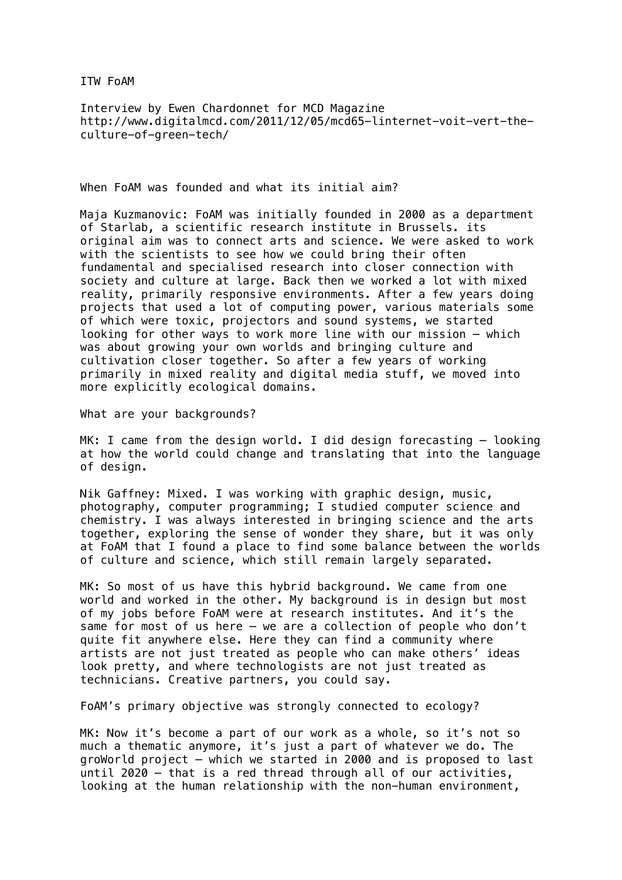ITW FoAM

Interview by Ewen Chardonnet for MCD Magazine
http://www.digitalmcd.com/2011/12/05/mcd65-linternet-voit-vert-the-culture-of-green-tech/

When FoAM was founded and what its initial aim?

Maja Kuzmanovic: FoAM was initially founded in 2000 as a department of Starlab, a scientific research institute in Brussels. its original aim was to connect arts and science. We were asked to work with the scientists to see how we could bring their often fundamental and specialised research into closer connection with society and culture at large. Back then we worked a lot with mixed reality, primarily responsive environments. After a few years doing projects that used a lot of computing power, various materials some of which were toxic, projectors and sound systems, we started looking for other ways to work more line with our mission – which was about growing your own worlds and bringing culture and cultivation closer together. So after a few years of working primarily in mixed reality and digital media stuff, we moved into more explicitly ecological domains.

What are your backgrounds?

MK: I came from the design world. I did design forecasting – looking at how the world could change and translating that into the language of design.

Nik Gaffney: Mixed. I was working with graphic design, music, photography, computer programming; I studied computer science and chemistry. I was always interested in bringing science and the arts together, exploring the sense of wonder they share, but it was only at FoAM that I found a place to find some balance between the worlds of culture and science, which still remain largely separated.

MK: So most of us have this hybrid background. We came from one world and worked in the other. My background is in design but most of my jobs before FoAM were at research institutes. And it's the same for most of us here – we are a collection of people who don't quite fit anywhere else. Here they can find a community where artists are not just treated as people who can make others' ideas look pretty, and where technologists are not just treated as technicians. Creative partners, you could say.

FoAM's primary objective was strongly connected to ecology?

MK: Now it's become a part of our work as a whole, so it's not so much a thematic anymore, it's just a part of whatever we do. The groWorld project – which we started in 2000 and is proposed to last until 2020 – that is a red thread through all of our activities, looking at the human relationship with the non-human environment,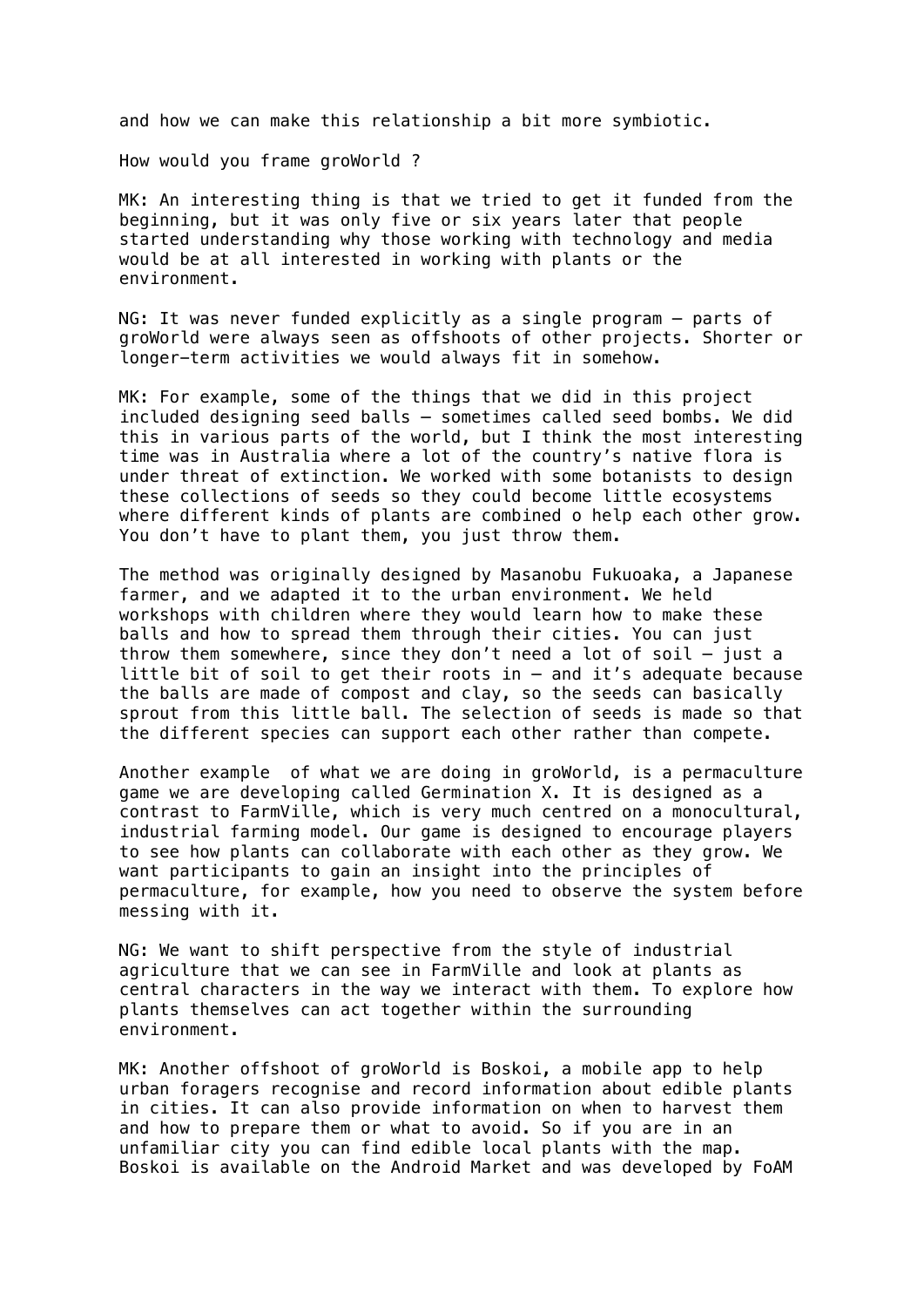and how we can make this relationship a bit more symbiotic.

How would you frame groWorld ?

MK: An interesting thing is that we tried to get it funded from the beginning, but it was only five or six years later that people started understanding why those working with technology and media would be at all interested in working with plants or the environment.

NG: It was never funded explicitly as a single program – parts of groWorld were always seen as offshoots of other projects. Shorter or longer-term activities we would always fit in somehow.

MK: For example, some of the things that we did in this project included designing seed balls – sometimes called seed bombs. We did this in various parts of the world, but I think the most interesting time was in Australia where a lot of the country's native flora is under threat of extinction. We worked with some botanists to design these collections of seeds so they could become little ecosystems where different kinds of plants are combined o help each other grow. You don't have to plant them, you just throw them.

The method was originally designed by Masanobu Fukuoaka, a Japanese farmer, and we adapted it to the urban environment. We held workshops with children where they would learn how to make these balls and how to spread them through their cities. You can just throw them somewhere, since they don't need a lot of soil – just a little bit of soil to get their roots in – and it's adequate because the balls are made of compost and clay, so the seeds can basically sprout from this little ball. The selection of seeds is made so that the different species can support each other rather than compete.

Another example of what we are doing in groWorld, is a permaculture game we are developing called Germination X. It is designed as a contrast to FarmVille, which is very much centred on a monocultural, industrial farming model. Our game is designed to encourage players to see how plants can collaborate with each other as they grow. We want participants to gain an insight into the principles of permaculture, for example, how you need to observe the system before messing with it.

NG: We want to shift perspective from the style of industrial agriculture that we can see in FarmVille and look at plants as central characters in the way we interact with them. To explore how plants themselves can act together within the surrounding environment.

MK: Another offshoot of groWorld is Boskoi, a mobile app to help urban foragers recognise and record information about edible plants in cities. It can also provide information on when to harvest them and how to prepare them or what to avoid. So if you are in an unfamiliar city you can find edible local plants with the map. Boskoi is available on the Android Market and was developed by FoAM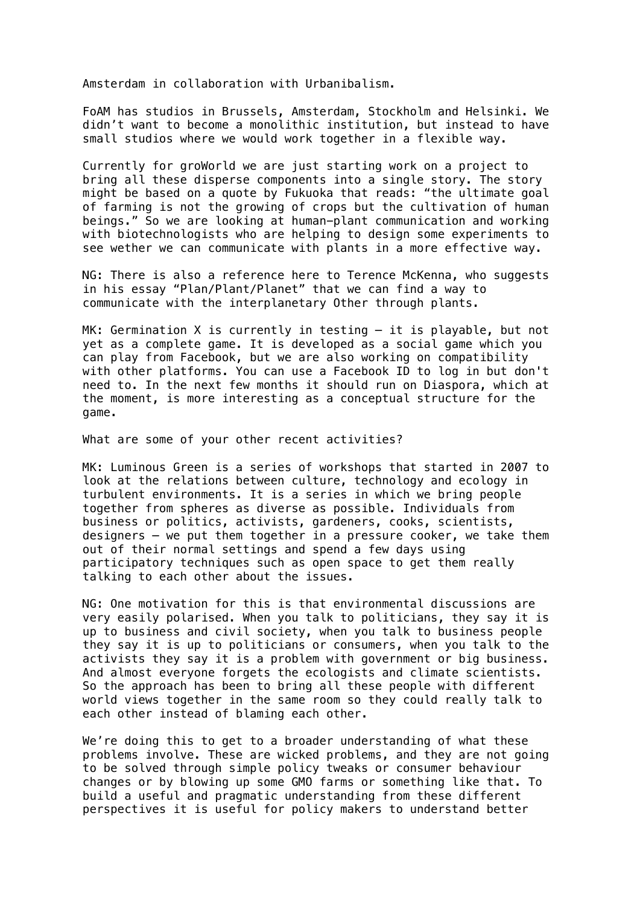Amsterdam in collaboration with Urbanibalism.

FoAM has studios in Brussels, Amsterdam, Stockholm and Helsinki. We didn't want to become a monolithic institution, but instead to have small studios where we would work together in a flexible way.

Currently for groWorld we are just starting work on a project to bring all these disperse components into a single story. The story might be based on a quote by Fukuoka that reads: "the ultimate goal of farming is not the growing of crops but the cultivation of human beings." So we are looking at human-plant communication and working with biotechnologists who are helping to design some experiments to see wether we can communicate with plants in a more effective way.

NG: There is also a reference here to Terence McKenna, who suggests in his essay "Plan/Plant/Planet" that we can find a way to communicate with the interplanetary Other through plants.

MK: Germination X is currently in testing – it is playable, but not yet as a complete game. It is developed as a social game which you can play from Facebook, but we are also working on compatibility with other platforms. You can use a Facebook ID to log in but don't need to. In the next few months it should run on Diaspora, which at the moment, is more interesting as a conceptual structure for the game.

What are some of your other recent activities?

MK: Luminous Green is a series of workshops that started in 2007 to look at the relations between culture, technology and ecology in turbulent environments. It is a series in which we bring people together from spheres as diverse as possible. Individuals from business or politics, activists, gardeners, cooks, scientists, designers – we put them together in a pressure cooker, we take them out of their normal settings and spend a few days using participatory techniques such as open space to get them really talking to each other about the issues.

NG: One motivation for this is that environmental discussions are very easily polarised. When you talk to politicians, they say it is up to business and civil society, when you talk to business people they say it is up to politicians or consumers, when you talk to the activists they say it is a problem with government or big business. And almost everyone forgets the ecologists and climate scientists. So the approach has been to bring all these people with different world views together in the same room so they could really talk to each other instead of blaming each other.

We're doing this to get to a broader understanding of what these problems involve. These are wicked problems, and they are not going to be solved through simple policy tweaks or consumer behaviour changes or by blowing up some GMO farms or something like that. To build a useful and pragmatic understanding from these different perspectives it is useful for policy makers to understand better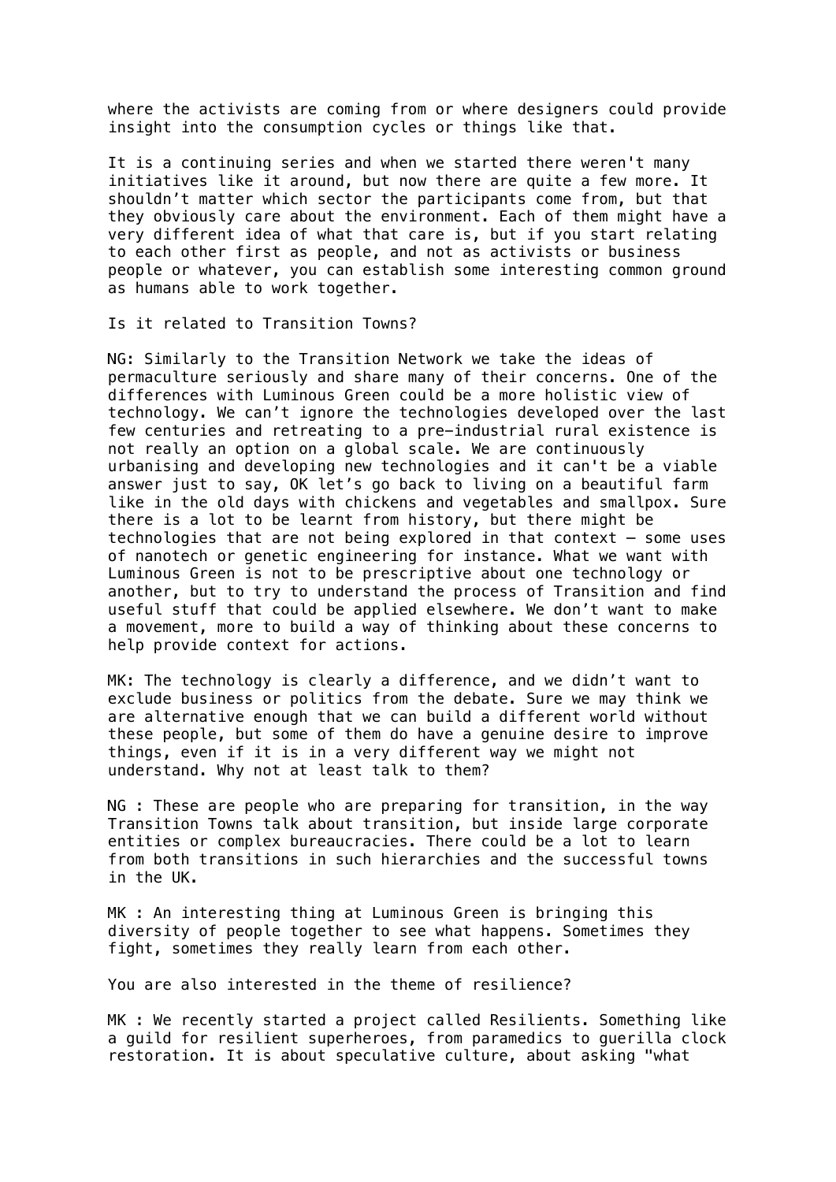where the activists are coming from or where designers could provide insight into the consumption cycles or things like that.

It is a continuing series and when we started there weren't many initiatives like it around, but now there are quite a few more. It shouldn't matter which sector the participants come from, but that they obviously care about the environment. Each of them might have a very different idea of what that care is, but if you start relating to each other first as people, and not as activists or business people or whatever, you can establish some interesting common ground as humans able to work together.

Is it related to Transition Towns?

NG: Similarly to the Transition Network we take the ideas of permaculture seriously and share many of their concerns. One of the differences with Luminous Green could be a more holistic view of technology. We can't ignore the technologies developed over the last few centuries and retreating to a pre-industrial rural existence is not really an option on a global scale. We are continuously urbanising and developing new technologies and it can't be a viable answer just to say, OK let's go back to living on a beautiful farm like in the old days with chickens and vegetables and smallpox. Sure there is a lot to be learnt from history, but there might be technologies that are not being explored in that context – some uses of nanotech or genetic engineering for instance. What we want with Luminous Green is not to be prescriptive about one technology or another, but to try to understand the process of Transition and find useful stuff that could be applied elsewhere. We don't want to make a movement, more to build a way of thinking about these concerns to help provide context for actions.

MK: The technology is clearly a difference, and we didn't want to exclude business or politics from the debate. Sure we may think we are alternative enough that we can build a different world without these people, but some of them do have a genuine desire to improve things, even if it is in a very different way we might not understand. Why not at least talk to them?

NG : These are people who are preparing for transition, in the way Transition Towns talk about transition, but inside large corporate entities or complex bureaucracies. There could be a lot to learn from both transitions in such hierarchies and the successful towns in the UK.

MK : An interesting thing at Luminous Green is bringing this diversity of people together to see what happens. Sometimes they fight, sometimes they really learn from each other.

You are also interested in the theme of resilience?

MK : We recently started a project called Resilients. Something like a guild for resilient superheroes, from paramedics to guerilla clock restoration. It is about speculative culture, about asking "what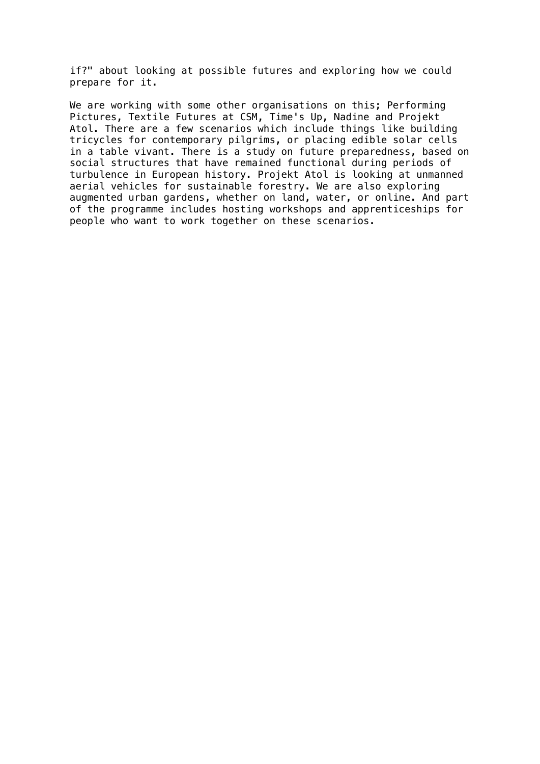if?" about looking at possible futures and exploring how we could prepare for it.

We are working with some other organisations on this; Performing Pictures, Textile Futures at CSM, Time's Up, Nadine and Projekt Atol. There are a few scenarios which include things like building tricycles for contemporary pilgrims, or placing edible solar cells in a table vivant. There is a study on future preparedness, based on social structures that have remained functional during periods of turbulence in European history. Projekt Atol is looking at unmanned aerial vehicles for sustainable forestry. We are also exploring augmented urban gardens, whether on land, water, or online. And part of the programme includes hosting workshops and apprenticeships for people who want to work together on these scenarios.